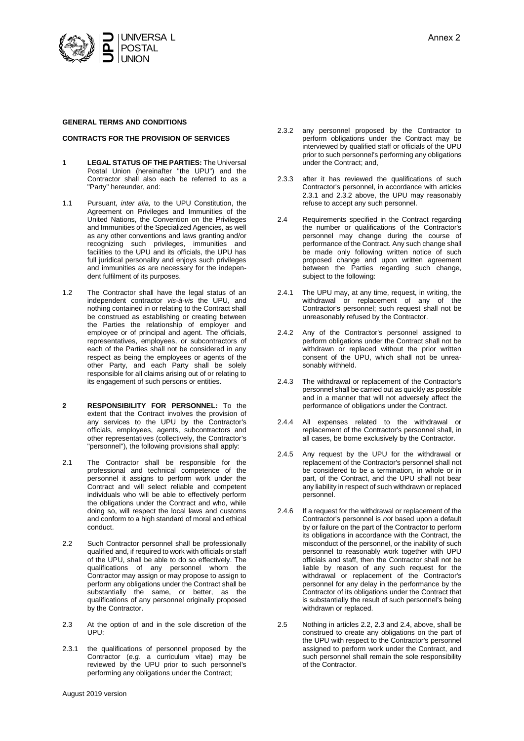Annex 2

**GENERAL TERMS AND CONDITIONS**

**CONTRACTS FOR THE PROVISION OF SERVICES**

**1 LEGAL STATUS OF THE PARTIES:** The Universal Postal Union (hereinafter "the UPU") and the Contractor shall also each be referred to as a "Party" hereunder, and:

1.1 Pursuant, *inter alia,* to the UPU Constitution, the Agreement on Privileges and Immunities of the United Nations, the Convention on the Privileges and Immunities of the Specialized Agencies, as well as any other conventions and laws granting and/or recognizing such privileges, immunities and facilities to the UPU and its officials, the UPU has full juridical personality and enjoys such privileges and immunities as are necessary for the independent fulfilment of its purposes.

1.2 The Contractor shall have the legal status of an independent contractor *vis-à-vis* the UPU, and nothing contained in or relating to the Contract shall be construed as establishing or creating between the Parties the relationship of employer and employee or of principal and agent. The officials, representatives, employees, or subcontractors of each of the Parties shall not be considered in any respect as being the employees or agents of the other Party, and each Party shall be solely responsible for all claims arising out of or relating to its engagement of such persons or entities.

**2 RESPONSIBILITY FOR PERSONNEL:** To the extent that the Contract involves the provision of any services to the UPU by the Contractor's officials, employees, agents, subcontractors and other representatives (collectively, the Contractor's "personnel"), the following provisions shall apply:

2.1 The Contractor shall be responsible for the professional and technical competence of the personnel it assigns to perform work under the Contract and will select reliable and competent individuals who will be able to effectively perform the obligations under the Contract and who, while doing so, will respect the local laws and customs and conform to a high standard of moral and ethical conduct.

2.2 Such Contractor personnel shall be professionally qualified and, if required to work with officials or staff of the UPU, shall be able to do so effectively. The qualifications of any personnel whom the Contractor may assign or may propose to assign to perform any obligations under the Contract shall be substantially the same, or better, as the qualifications of any personnel originally proposed by the Contractor.

2.3 At the option of and in the sole discretion of the UPU:

2.3.1 the qualifications of personnel proposed by the Contractor (*e.g.* a curriculum vitae) may be reviewed by the UPU prior to such personnel's performing any obligations under the Contract;

2.3.2 any personnel proposed by the Contractor to perform obligations under the Contract may be interviewed by qualified staff or officials of the UPU prior to such personnel's performing any obligations under the Contract; and,

2.3.3 after it has reviewed the qualifications of such Contractor's personnel, in accordance with articles 2.3.1 and 2.3.2 above, the UPU may reasonably refuse to accept any such personnel.

2.4 Requirements specified in the Contract regarding the number or qualifications of the Contractor's personnel may change during the course of performance of the Contract. Any such change shall be made only following written notice of such proposed change and upon written agreement between the Parties regarding such change, subject to the following:

2.4.1 The UPU may, at any time, request, in writing, the withdrawal or replacement of any of the Contractor's personnel; such request shall not be unreasonably refused by the Contractor.

2.4.2 Any of the Contractor's personnel assigned to perform obligations under the Contract shall not be withdrawn or replaced without the prior written consent of the UPU, which shall not be unreasonably withheld.

2.4.3 The withdrawal or replacement of the Contractor's personnel shall be carried out as quickly as possible and in a manner that will not adversely affect the performance of obligations under the Contract.

2.4.4 All expenses related to the withdrawal or replacement of the Contractor's personnel shall, in all cases, be borne exclusively by the Contractor.

2.4.5 Any request by the UPU for the withdrawal or replacement of the Contractor's personnel shall not be considered to be a termination, in whole or in part, of the Contract, and the UPU shall not bear any liability in respect of such withdrawn or replaced personnel.

2.4.6 If a request for the withdrawal or replacement of the Contractor's personnel is *not* based upon a default by or failure on the part of the Contractor to perform its obligations in accordance with the Contract, the misconduct of the personnel, or the inability of such personnel to reasonably work together with UPU officials and staff, then the Contractor shall not be liable by reason of any such request for the withdrawal or replacement of the Contractor's personnel for any delay in the performance by the Contractor of its obligations under the Contract that is substantially the result of such personnel's being withdrawn or replaced.

2.5 Nothing in articles 2.2, 2.3 and 2.4, above, shall be construed to create any obligations on the part of the UPU with respect to the Contractor's personnel assigned to perform work under the Contract, and such personnel shall remain the sole responsibility of the Contractor.

August 2019 version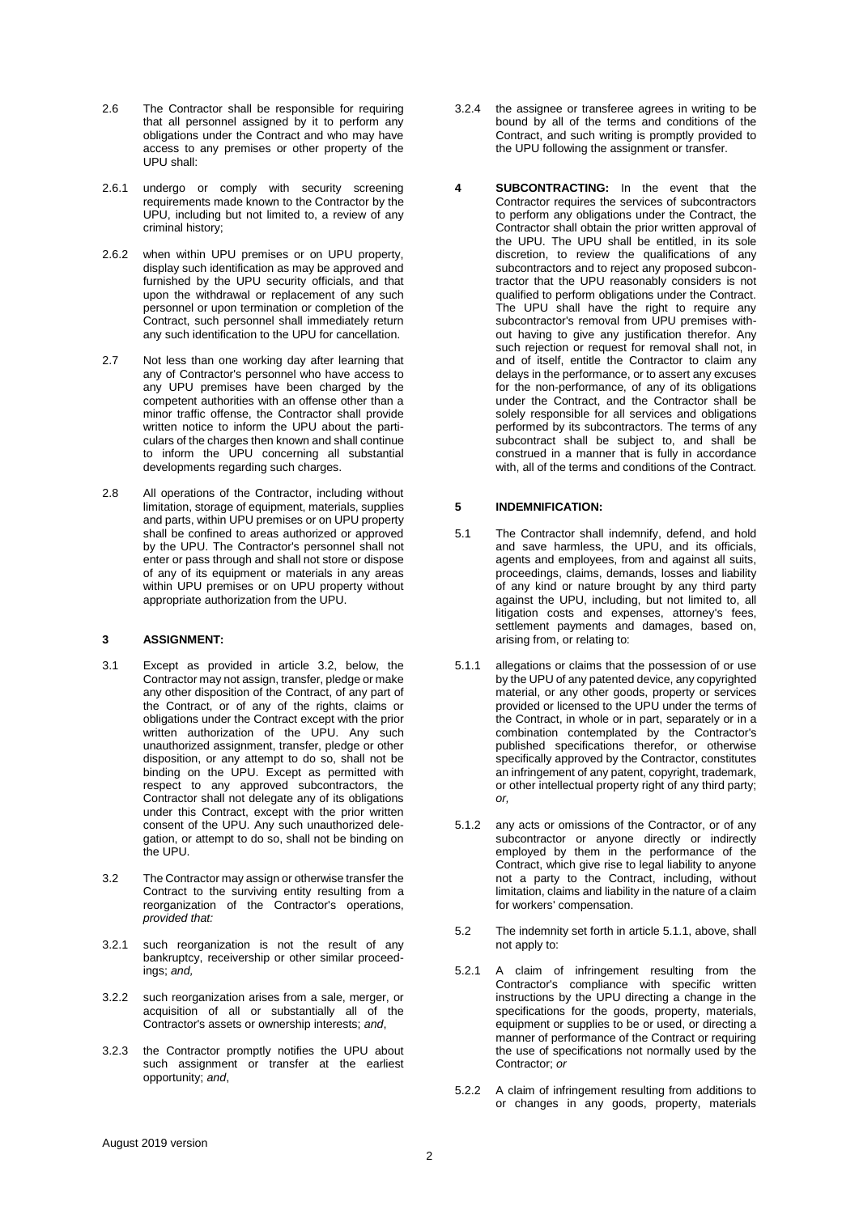2.6 The Contractor shall be responsible for requiring that all personnel assigned by it to perform any obligations under the Contract and who may have access to any premises or other property of the UPU shall:

2.6.1 undergo or comply with security screening requirements made known to the Contractor by the UPU, including but not limited to, a review of any criminal history;

2.6.2 when within UPU premises or on UPU property, display such identification as may be approved and furnished by the UPU security officials, and that upon the withdrawal or replacement of any such personnel or upon termination or completion of the Contract, such personnel shall immediately return any such identification to the UPU for cancellation.

2.7 Not less than one working day after learning that any of Contractor's personnel who have access to any UPU premises have been charged by the competent authorities with an offense other than a minor traffic offense, the Contractor shall provide written notice to inform the UPU about the particulars of the charges then known and shall continue to inform the UPU concerning all substantial developments regarding such charges.

2.8 All operations of the Contractor, including without limitation, storage of equipment, materials, supplies and parts, within UPU premises or on UPU property shall be confined to areas authorized or approved by the UPU. The Contractor's personnel shall not enter or pass through and shall not store or dispose of any of its equipment or materials in any areas within UPU premises or on UPU property without appropriate authorization from the UPU.

## 3 ASSIGNMENT:

3.1 Except as provided in article 3.2, below, the Contractor may not assign, transfer, pledge or make any other disposition of the Contract, of any part of the Contract, or of any of the rights, claims or obligations under the Contract except with the prior written authorization of the UPU. Any such unauthorized assignment, transfer, pledge or other disposition, or any attempt to do so, shall not be binding on the UPU. Except as permitted with respect to any approved subcontractors, the Contractor shall not delegate any of its obligations under this Contract, except with the prior written consent of the UPU. Any such unauthorized delegation, or attempt to do so, shall not be binding on the UPU.

3.2 The Contractor may assign or otherwise transfer the Contract to the surviving entity resulting from a reorganization of the Contractor's operations, *provided that:*

3.2.1 such reorganization is not the result of any bankruptcy, receivership or other similar proceedings; *and,*

3.2.2 such reorganization arises from a sale, merger, or acquisition of all or substantially all of the Contractor's assets or ownership interests; *and*,

3.2.3 the Contractor promptly notifies the UPU about such assignment or transfer at the earliest opportunity; *and*,

3.2.4 the assignee or transferee agrees in writing to be bound by all of the terms and conditions of the Contract, and such writing is promptly provided to the UPU following the assignment or transfer.

## 4 SUBCONTRACTING:

In the event that the Contractor requires the services of subcontractors to perform any obligations under the Contract, the Contractor shall obtain the prior written approval of the UPU. The UPU shall be entitled, in its sole discretion, to review the qualifications of any subcontractors and to reject any proposed subcontractor that the UPU reasonably considers is not qualified to perform obligations under the Contract. The UPU shall have the right to require any subcontractor's removal from UPU premises without having to give any justification therefor. Any such rejection or request for removal shall not, in and of itself, entitle the Contractor to claim any delays in the performance, or to assert any excuses for the non-performance, of any of its obligations under the Contract, and the Contractor shall be solely responsible for all services and obligations performed by its subcontractors. The terms of any subcontract shall be subject to, and shall be construed in a manner that is fully in accordance with, all of the terms and conditions of the Contract.

## 5 INDEMNIFICATION:

5.1 The Contractor shall indemnify, defend, and hold and save harmless, the UPU, and its officials, agents and employees, from and against all suits, proceedings, claims, demands, losses and liability of any kind or nature brought by any third party against the UPU, including, but not limited to, all litigation costs and expenses, attorney's fees, settlement payments and damages, based on, arising from, or relating to:

5.1.1 allegations or claims that the possession of or use by the UPU of any patented device, any copyrighted material, or any other goods, property or services provided or licensed to the UPU under the terms of the Contract, in whole or in part, separately or in a combination contemplated by the Contractor's published specifications therefor, or otherwise specifically approved by the Contractor, constitutes an infringement of any patent, copyright, trademark, or other intellectual property right of any third party; *or,*

5.1.2 any acts or omissions of the Contractor, or of any subcontractor or anyone directly or indirectly employed by them in the performance of the Contract, which give rise to legal liability to anyone not a party to the Contract, including, without limitation, claims and liability in the nature of a claim for workers' compensation.

5.2 The indemnity set forth in article 5.1.1, above, shall not apply to:

5.2.1 A claim of infringement resulting from the Contractor's compliance with specific written instructions by the UPU directing a change in the specifications for the goods, property, materials, equipment or supplies to be or used, or directing a manner of performance of the Contract or requiring the use of specifications not normally used by the Contractor; *or*

5.2.2 A claim of infringement resulting from additions to or changes in any goods, property, materials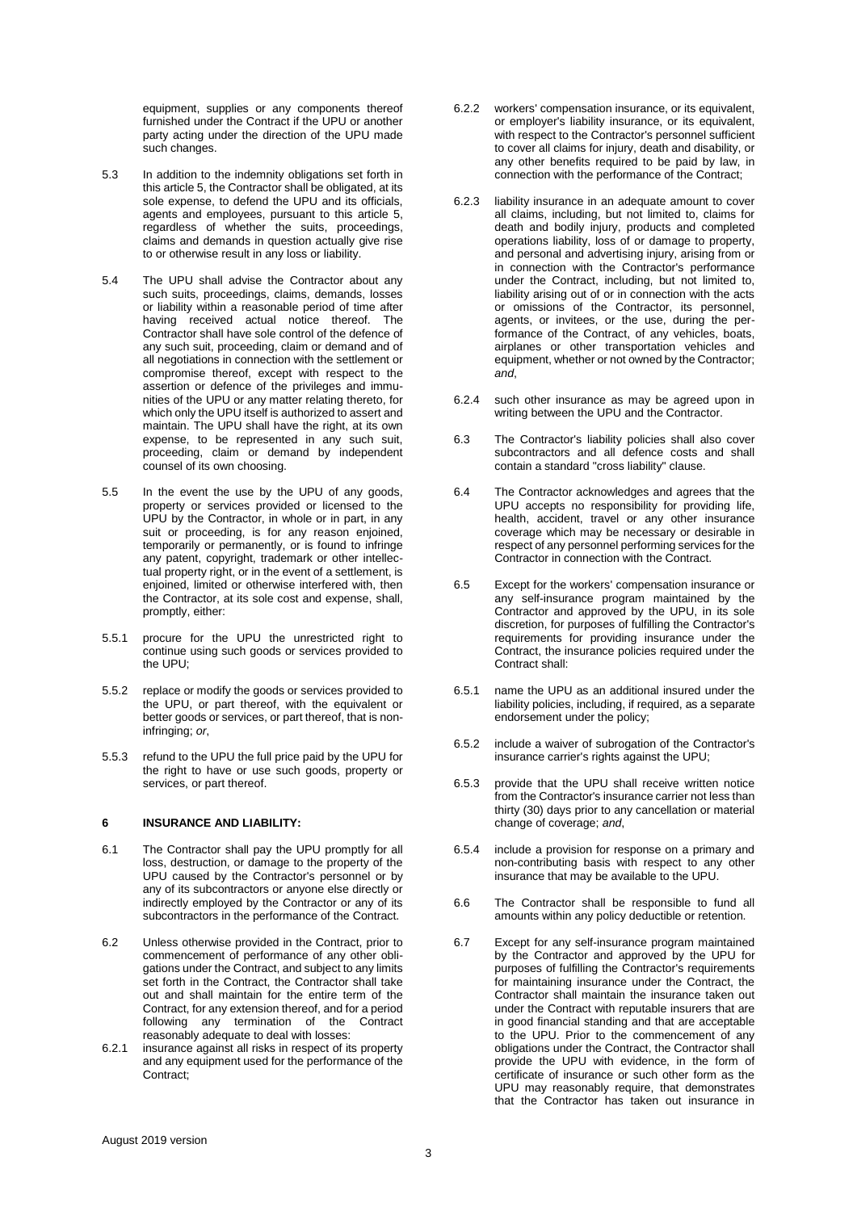equipment, supplies or any components thereof furnished under the Contract if the UPU or another party acting under the direction of the UPU made such changes.

5.3 In addition to the indemnity obligations set forth in this article 5, the Contractor shall be obligated, at its sole expense, to defend the UPU and its officials, agents and employees, pursuant to this article 5, regardless of whether the suits, proceedings, claims and demands in question actually give rise to or otherwise result in any loss or liability.

5.4 The UPU shall advise the Contractor about any such suits, proceedings, claims, demands, losses or liability within a reasonable period of time after having received actual notice thereof. The Contractor shall have sole control of the defence of any such suit, proceeding, claim or demand and of all negotiations in connection with the settlement or compromise thereof, except with respect to the assertion or defence of the privileges and immunities of the UPU or any matter relating thereto, for which only the UPU itself is authorized to assert and maintain. The UPU shall have the right, at its own expense, to be represented in any such suit, proceeding, claim or demand by independent counsel of its own choosing.

5.5 In the event the use by the UPU of any goods, property or services provided or licensed to the UPU by the Contractor, in whole or in part, in any suit or proceeding, is for any reason enjoined, temporarily or permanently, or is found to infringe any patent, copyright, trademark or other intellectual property right, or in the event of a settlement, is enjoined, limited or otherwise interfered with, then the Contractor, at its sole cost and expense, shall, promptly, either:

5.5.1 procure for the UPU the unrestricted right to continue using such goods or services provided to the UPU;

5.5.2 replace or modify the goods or services provided to the UPU, or part thereof, with the equivalent or better goods or services, or part thereof, that is non-infringing; *or*,

5.5.3 refund to the UPU the full price paid by the UPU for the right to have or use such goods, property or services, or part thereof.

## 6 INSURANCE AND LIABILITY:

6.1 The Contractor shall pay the UPU promptly for all loss, destruction, or damage to the property of the UPU caused by the Contractor's personnel or by any of its subcontractors or anyone else directly or indirectly employed by the Contractor or any of its subcontractors in the performance of the Contract.

6.2 Unless otherwise provided in the Contract, prior to commencement of performance of any other obligations under the Contract, and subject to any limits set forth in the Contract, the Contractor shall take out and shall maintain for the entire term of the Contract, for any extension thereof, and for a period following any termination of the Contract reasonably adequate to deal with losses:

6.2.1 insurance against all risks in respect of its property and any equipment used for the performance of the Contract;

6.2.2 workers' compensation insurance, or its equivalent, or employer's liability insurance, or its equivalent, with respect to the Contractor's personnel sufficient to cover all claims for injury, death and disability, or any other benefits required to be paid by law, in connection with the performance of the Contract;

6.2.3 liability insurance in an adequate amount to cover all claims, including, but not limited to, claims for death and bodily injury, products and completed operations liability, loss of or damage to property, and personal and advertising injury, arising from or in connection with the Contractor's performance under the Contract, including, but not limited to, liability arising out of or in connection with the acts or omissions of the Contractor, its personnel, agents, or invitees, or the use, during the performance of the Contract, of any vehicles, boats, airplanes or other transportation vehicles and equipment, whether or not owned by the Contractor; *and*,

6.2.4 such other insurance as may be agreed upon in writing between the UPU and the Contractor.

6.3 The Contractor's liability policies shall also cover subcontractors and all defence costs and shall contain a standard "cross liability" clause.

6.4 The Contractor acknowledges and agrees that the UPU accepts no responsibility for providing life, health, accident, travel or any other insurance coverage which may be necessary or desirable in respect of any personnel performing services for the Contractor in connection with the Contract.

6.5 Except for the workers' compensation insurance or any self-insurance program maintained by the Contractor and approved by the UPU, in its sole discretion, for purposes of fulfilling the Contractor's requirements for providing insurance under the Contract, the insurance policies required under the Contract shall:

6.5.1 name the UPU as an additional insured under the liability policies, including, if required, as a separate endorsement under the policy;

6.5.2 include a waiver of subrogation of the Contractor's insurance carrier's rights against the UPU;

6.5.3 provide that the UPU shall receive written notice from the Contractor's insurance carrier not less than thirty (30) days prior to any cancellation or material change of coverage; *and*,

6.5.4 include a provision for response on a primary and non-contributing basis with respect to any other insurance that may be available to the UPU.

6.6 The Contractor shall be responsible to fund all amounts within any policy deductible or retention.

6.7 Except for any self-insurance program maintained by the Contractor and approved by the UPU for purposes of fulfilling the Contractor's requirements for maintaining insurance under the Contract, the Contractor shall maintain the insurance taken out under the Contract with reputable insurers that are in good financial standing and that are acceptable to the UPU. Prior to the commencement of any obligations under the Contract, the Contractor shall provide the UPU with evidence, in the form of certificate of insurance or such other form as the UPU may reasonably require, that demonstrates that the Contractor has taken out insurance in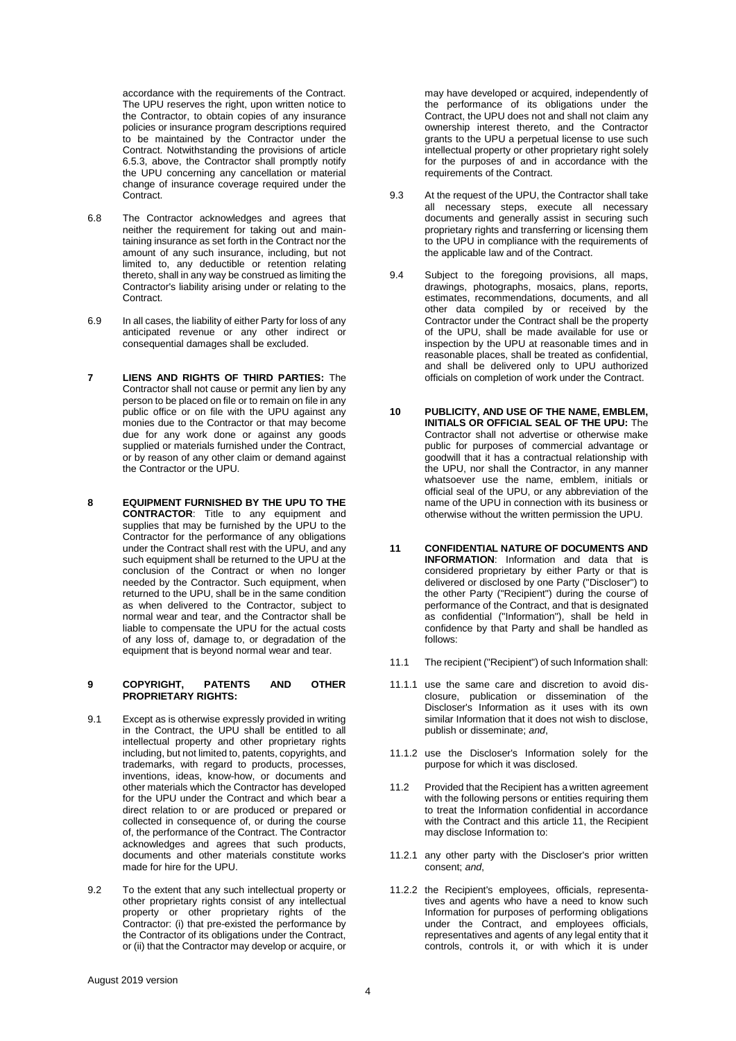accordance with the requirements of the Contract. The UPU reserves the right, upon written notice to the Contractor, to obtain copies of any insurance policies or insurance program descriptions required to be maintained by the Contractor under the Contract. Notwithstanding the provisions of article 6.5.3, above, the Contractor shall promptly notify the UPU concerning any cancellation or material change of insurance coverage required under the Contract.

6.8 The Contractor acknowledges and agrees that neither the requirement for taking out and maintaining insurance as set forth in the Contract nor the amount of any such insurance, including, but not limited to, any deductible or retention relating thereto, shall in any way be construed as limiting the Contractor's liability arising under or relating to the Contract.

6.9 In all cases, the liability of either Party for loss of any anticipated revenue or any other indirect or consequential damages shall be excluded.

**7 LIENS AND RIGHTS OF THIRD PARTIES:** The Contractor shall not cause or permit any lien by any person to be placed on file or to remain on file in any public office or on file with the UPU against any monies due to the Contractor or that may become due for any work done or against any goods supplied or materials furnished under the Contract, or by reason of any other claim or demand against the Contractor or the UPU.

**8 EQUIPMENT FURNISHED BY THE UPU TO THE CONTRACTOR**: Title to any equipment and supplies that may be furnished by the UPU to the Contractor for the performance of any obligations under the Contract shall rest with the UPU, and any such equipment shall be returned to the UPU at the conclusion of the Contract or when no longer needed by the Contractor. Such equipment, when returned to the UPU, shall be in the same condition as when delivered to the Contractor, subject to normal wear and tear, and the Contractor shall be liable to compensate the UPU for the actual costs of any loss of, damage to, or degradation of the equipment that is beyond normal wear and tear.

**9 COPYRIGHT, PATENTS AND OTHER PROPRIETARY RIGHTS:**

9.1 Except as is otherwise expressly provided in writing in the Contract, the UPU shall be entitled to all intellectual property and other proprietary rights including, but not limited to, patents, copyrights, and trademarks, with regard to products, processes, inventions, ideas, know-how, or documents and other materials which the Contractor has developed for the UPU under the Contract and which bear a direct relation to or are produced or prepared or collected in consequence of, or during the course of, the performance of the Contract. The Contractor acknowledges and agrees that such products, documents and other materials constitute works made for hire for the UPU.

9.2 To the extent that any such intellectual property or other proprietary rights consist of any intellectual property or other proprietary rights of the Contractor: (i) that pre-existed the performance by the Contractor of its obligations under the Contract, or (ii) that the Contractor may develop or acquire, or may have developed or acquired, independently of the performance of its obligations under the Contract, the UPU does not and shall not claim any ownership interest thereto, and the Contractor grants to the UPU a perpetual license to use such intellectual property or other proprietary right solely for the purposes of and in accordance with the requirements of the Contract.

9.3 At the request of the UPU, the Contractor shall take all necessary steps, execute all necessary documents and generally assist in securing such proprietary rights and transferring or licensing them to the UPU in compliance with the requirements of the applicable law and of the Contract.

9.4 Subject to the foregoing provisions, all maps, drawings, photographs, mosaics, plans, reports, estimates, recommendations, documents, and all other data compiled by or received by the Contractor under the Contract shall be the property of the UPU, shall be made available for use or inspection by the UPU at reasonable times and in reasonable places, shall be treated as confidential, and shall be delivered only to UPU authorized officials on completion of work under the Contract.

**10 PUBLICITY, AND USE OF THE NAME, EMBLEM, INITIALS OR OFFICIAL SEAL OF THE UPU:** The Contractor shall not advertise or otherwise make public for purposes of commercial advantage or goodwill that it has a contractual relationship with the UPU, nor shall the Contractor, in any manner whatsoever use the name, emblem, initials or official seal of the UPU, or any abbreviation of the name of the UPU in connection with its business or otherwise without the written permission the UPU.

**11 CONFIDENTIAL NATURE OF DOCUMENTS AND INFORMATION**: Information and data that is considered proprietary by either Party or that is delivered or disclosed by one Party ("Discloser") to the other Party ("Recipient") during the course of performance of the Contract, and that is designated as confidential ("Information"), shall be held in confidence by that Party and shall be handled as follows:

11.1 The recipient ("Recipient") of such Information shall:

11.1.1 use the same care and discretion to avoid disclosure, publication or dissemination of the Discloser's Information as it uses with its own similar Information that it does not wish to disclose, publish or disseminate; *and*,

11.1.2 use the Discloser's Information solely for the purpose for which it was disclosed.

11.2 Provided that the Recipient has a written agreement with the following persons or entities requiring them to treat the Information confidential in accordance with the Contract and this article 11, the Recipient may disclose Information to:

11.2.1 any other party with the Discloser's prior written consent; *and*,

11.2.2 the Recipient's employees, officials, representatives and agents who have a need to know such Information for purposes of performing obligations under the Contract, and employees officials, representatives and agents of any legal entity that it controls, controls it, or with which it is under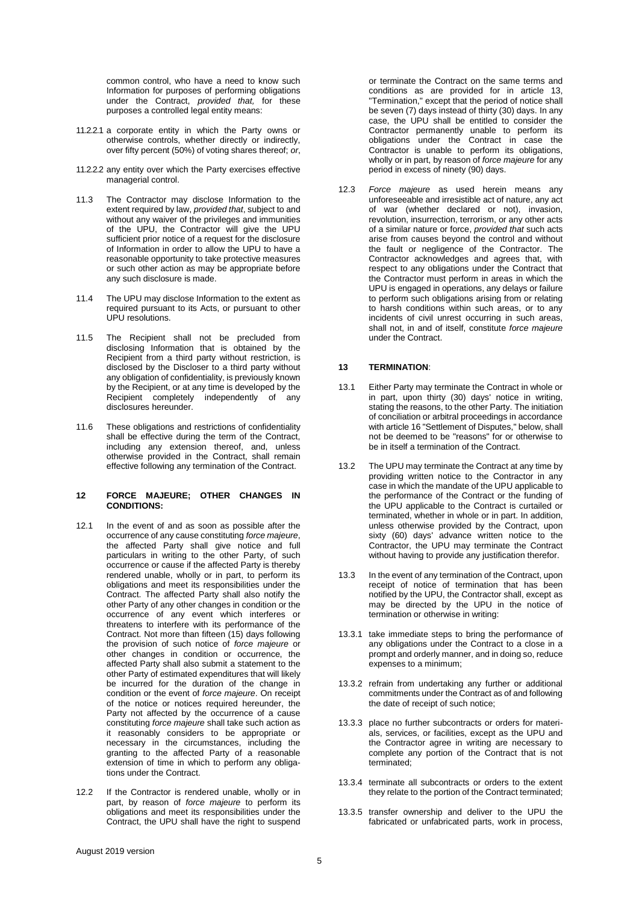common control, who have a need to know such Information for purposes of performing obligations under the Contract, *provided that,* for these purposes a controlled legal entity means:

11.2.2.1 a corporate entity in which the Party owns or otherwise controls, whether directly or indirectly, over fifty percent (50%) of voting shares thereof; *or*,

11.2.2.2 any entity over which the Party exercises effective managerial control.

11.3 The Contractor may disclose Information to the extent required by law, *provided that*, subject to and without any waiver of the privileges and immunities of the UPU, the Contractor will give the UPU sufficient prior notice of a request for the disclosure of Information in order to allow the UPU to have a reasonable opportunity to take protective measures or such other action as may be appropriate before any such disclosure is made.

11.4 The UPU may disclose Information to the extent as required pursuant to its Acts, or pursuant to other UPU resolutions.

11.5 The Recipient shall not be precluded from disclosing Information that is obtained by the Recipient from a third party without restriction, is disclosed by the Discloser to a third party without any obligation of confidentiality, is previously known by the Recipient, or at any time is developed by the Recipient completely independently of any disclosures hereunder.

11.6 These obligations and restrictions of confidentiality shall be effective during the term of the Contract, including any extension thereof, and, unless otherwise provided in the Contract, shall remain effective following any termination of the Contract.

## 12 FORCE MAJEURE; OTHER CHANGES IN CONDITIONS:

12.1 In the event of and as soon as possible after the occurrence of any cause constituting *force majeure*, the affected Party shall give notice and full particulars in writing to the other Party, of such occurrence or cause if the affected Party is thereby rendered unable, wholly or in part, to perform its obligations and meet its responsibilities under the Contract. The affected Party shall also notify the other Party of any other changes in condition or the occurrence of any event which interferes or threatens to interfere with its performance of the Contract. Not more than fifteen (15) days following the provision of such notice of *force majeure* or other changes in condition or occurrence, the affected Party shall also submit a statement to the other Party of estimated expenditures that will likely be incurred for the duration of the change in condition or the event of *force majeure*. On receipt of the notice or notices required hereunder, the Party not affected by the occurrence of a cause constituting *force majeure* shall take such action as it reasonably considers to be appropriate or necessary in the circumstances, including the granting to the affected Party of a reasonable extension of time in which to perform any obligations under the Contract.

12.2 If the Contractor is rendered unable, wholly or in part, by reason of *force majeure* to perform its obligations and meet its responsibilities under the Contract, the UPU shall have the right to suspend or terminate the Contract on the same terms and conditions as are provided for in article 13, "Termination," except that the period of notice shall be seven (7) days instead of thirty (30) days. In any case, the UPU shall be entitled to consider the Contractor permanently unable to perform its obligations under the Contract in case the Contractor is unable to perform its obligations, wholly or in part, by reason of *force majeure* for any period in excess of ninety (90) days.

12.3 *Force majeure* as used herein means any unforeseeable and irresistible act of nature, any act of war (whether declared or not), invasion, revolution, insurrection, terrorism, or any other acts of a similar nature or force, *provided that* such acts arise from causes beyond the control and without the fault or negligence of the Contractor. The Contractor acknowledges and agrees that, with respect to any obligations under the Contract that the Contractor must perform in areas in which the UPU is engaged in operations, any delays or failure to perform such obligations arising from or relating to harsh conditions within such areas, or to any incidents of civil unrest occurring in such areas, shall not, in and of itself, constitute *force majeure* under the Contract.

## 13 TERMINATION:

13.1 Either Party may terminate the Contract in whole or in part, upon thirty (30) days' notice in writing, stating the reasons, to the other Party. The initiation of conciliation or arbitral proceedings in accordance with article 16 "Settlement of Disputes," below, shall not be deemed to be "reasons" for or otherwise to be in itself a termination of the Contract.

13.2 The UPU may terminate the Contract at any time by providing written notice to the Contractor in any case in which the mandate of the UPU applicable to the performance of the Contract or the funding of the UPU applicable to the Contract is curtailed or terminated, whether in whole or in part. In addition, unless otherwise provided by the Contract, upon sixty (60) days' advance written notice to the Contractor, the UPU may terminate the Contract without having to provide any justification therefor.

13.3 In the event of any termination of the Contract, upon receipt of notice of termination that has been notified by the UPU, the Contractor shall, except as may be directed by the UPU in the notice of termination or otherwise in writing:

13.3.1 take immediate steps to bring the performance of any obligations under the Contract to a close in a prompt and orderly manner, and in doing so, reduce expenses to a minimum;

13.3.2 refrain from undertaking any further or additional commitments under the Contract as of and following the date of receipt of such notice;

13.3.3 place no further subcontracts or orders for materials, services, or facilities, except as the UPU and the Contractor agree in writing are necessary to complete any portion of the Contract that is not terminated;

13.3.4 terminate all subcontracts or orders to the extent they relate to the portion of the Contract terminated;

13.3.5 transfer ownership and deliver to the UPU the fabricated or unfabricated parts, work in process,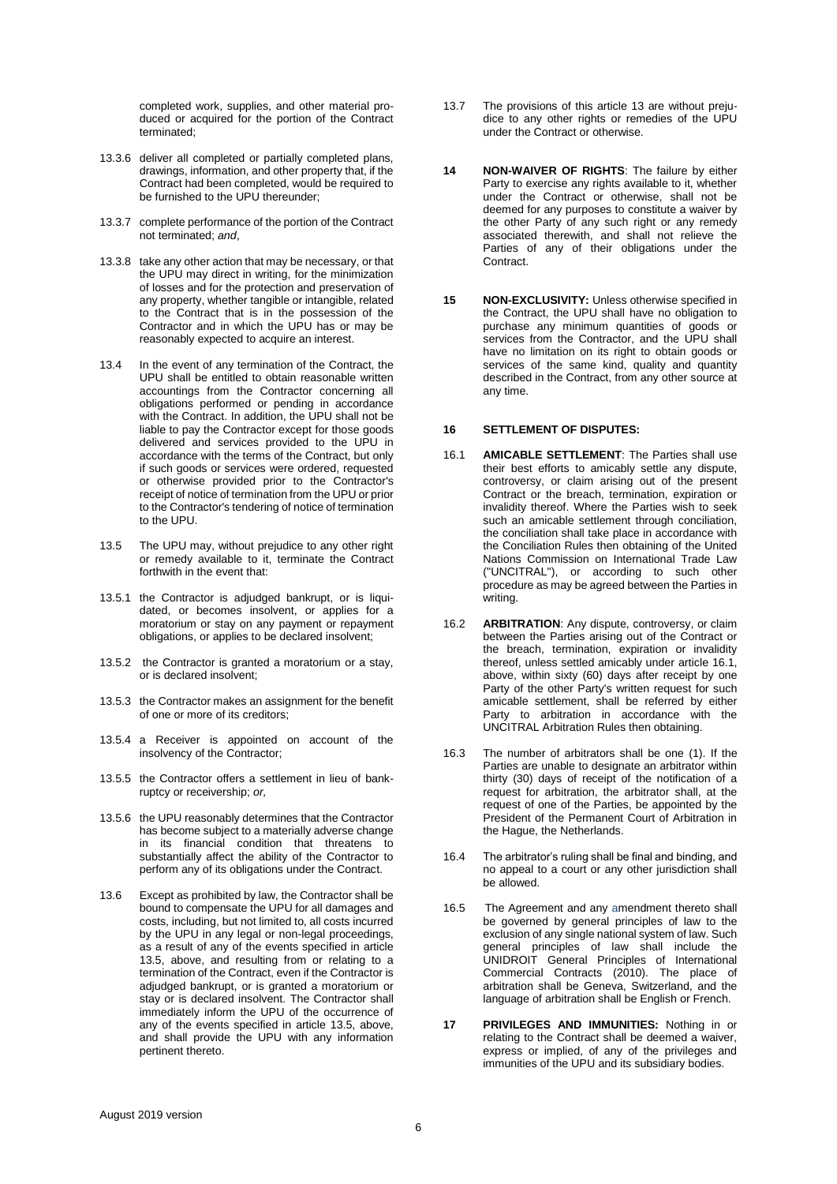completed work, supplies, and other material produced or acquired for the portion of the Contract terminated;

13.3.6 deliver all completed or partially completed plans, drawings, information, and other property that, if the Contract had been completed, would be required to be furnished to the UPU thereunder;

13.3.7 complete performance of the portion of the Contract not terminated; *and*,

13.3.8 take any other action that may be necessary, or that the UPU may direct in writing, for the minimization of losses and for the protection and preservation of any property, whether tangible or intangible, related to the Contract that is in the possession of the Contractor and in which the UPU has or may be reasonably expected to acquire an interest.

13.4 In the event of any termination of the Contract, the UPU shall be entitled to obtain reasonable written accountings from the Contractor concerning all obligations performed or pending in accordance with the Contract. In addition, the UPU shall not be liable to pay the Contractor except for those goods delivered and services provided to the UPU in accordance with the terms of the Contract, but only if such goods or services were ordered, requested or otherwise provided prior to the Contractor's receipt of notice of termination from the UPU or prior to the Contractor's tendering of notice of termination to the UPU.

13.5 The UPU may, without prejudice to any other right or remedy available to it, terminate the Contract forthwith in the event that:

13.5.1 the Contractor is adjudged bankrupt, or is liquidated, or becomes insolvent, or applies for a moratorium or stay on any payment or repayment obligations, or applies to be declared insolvent;

13.5.2 the Contractor is granted a moratorium or a stay, or is declared insolvent;

13.5.3 the Contractor makes an assignment for the benefit of one or more of its creditors;

13.5.4 a Receiver is appointed on account of the insolvency of the Contractor;

13.5.5 the Contractor offers a settlement in lieu of bankruptcy or receivership; *or,*

13.5.6 the UPU reasonably determines that the Contractor has become subject to a materially adverse change in its financial condition that threatens to substantially affect the ability of the Contractor to perform any of its obligations under the Contract.

13.6 Except as prohibited by law, the Contractor shall be bound to compensate the UPU for all damages and costs, including, but not limited to, all costs incurred by the UPU in any legal or non-legal proceedings, as a result of any of the events specified in article 13.5, above, and resulting from or relating to a termination of the Contract, even if the Contractor is adjudged bankrupt, or is granted a moratorium or stay or is declared insolvent. The Contractor shall immediately inform the UPU of the occurrence of any of the events specified in article 13.5, above, and shall provide the UPU with any information pertinent thereto.

13.7 The provisions of this article 13 are without prejudice to any other rights or remedies of the UPU under the Contract or otherwise.

**14 NON-WAIVER OF RIGHTS**: The failure by either Party to exercise any rights available to it, whether under the Contract or otherwise, shall not be deemed for any purposes to constitute a waiver by the other Party of any such right or any remedy associated therewith, and shall not relieve the Parties of any of their obligations under the Contract.

**15 NON-EXCLUSIVITY:** Unless otherwise specified in the Contract, the UPU shall have no obligation to purchase any minimum quantities of goods or services from the Contractor, and the UPU shall have no limitation on its right to obtain goods or services of the same kind, quality and quantity described in the Contract, from any other source at any time.

**16 SETTLEMENT OF DISPUTES:**

16.1 **AMICABLE SETTLEMENT**: The Parties shall use their best efforts to amicably settle any dispute, controversy, or claim arising out of the present Contract or the breach, termination, expiration or invalidity thereof. Where the Parties wish to seek such an amicable settlement through conciliation, the conciliation shall take place in accordance with the Conciliation Rules then obtaining of the United Nations Commission on International Trade Law ("UNCITRAL"), or according to such other procedure as may be agreed between the Parties in writing.

16.2 **ARBITRATION**: Any dispute, controversy, or claim between the Parties arising out of the Contract or the breach, termination, expiration or invalidity thereof, unless settled amicably under article 16.1, above, within sixty (60) days after receipt by one Party of the other Party's written request for such amicable settlement, shall be referred by either Party to arbitration in accordance with the UNCITRAL Arbitration Rules then obtaining.

16.3 The number of arbitrators shall be one (1). If the Parties are unable to designate an arbitrator within thirty (30) days of receipt of the notification of a request for arbitration, the arbitrator shall, at the request of one of the Parties, be appointed by the President of the Permanent Court of Arbitration in the Hague, the Netherlands.

16.4 The arbitrator's ruling shall be final and binding, and no appeal to a court or any other jurisdiction shall be allowed.

16.5 The Agreement and any amendment thereto shall be governed by general principles of law to the exclusion of any single national system of law. Such general principles of law shall include the UNIDROIT General Principles of International Commercial Contracts (2010). The place of arbitration shall be Geneva, Switzerland, and the language of arbitration shall be English or French.

**17 PRIVILEGES AND IMMUNITIES:** Nothing in or relating to the Contract shall be deemed a waiver, express or implied, of any of the privileges and immunities of the UPU and its subsidiary bodies.

August 2019 version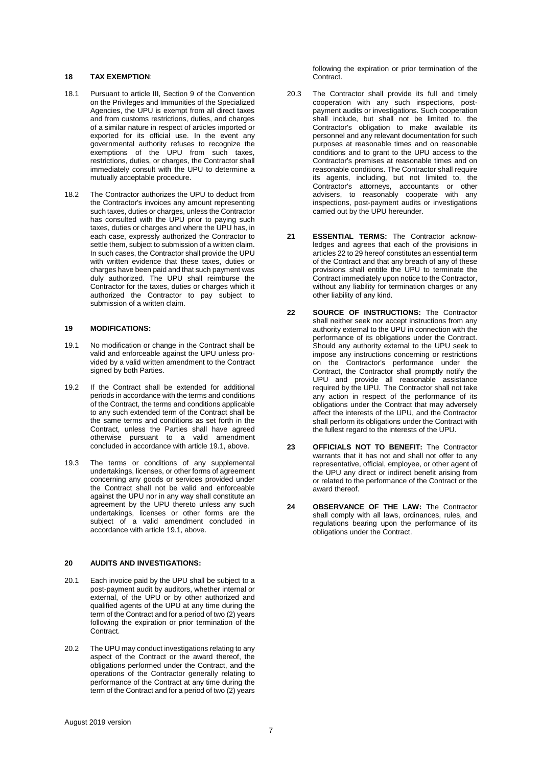**18 TAX EXEMPTION**:

18.1 Pursuant to article III, Section 9 of the Convention on the Privileges and Immunities of the Specialized Agencies, the UPU is exempt from all direct taxes and from customs restrictions, duties, and charges of a similar nature in respect of articles imported or exported for its official use. In the event any governmental authority refuses to recognize the exemptions of the UPU from such taxes, restrictions, duties, or charges, the Contractor shall immediately consult with the UPU to determine a mutually acceptable procedure.

18.2 The Contractor authorizes the UPU to deduct from the Contractor's invoices any amount representing such taxes, duties or charges, unless the Contractor has consulted with the UPU prior to paying such taxes, duties or charges and where the UPU has, in each case, expressly authorized the Contractor to settle them, subject to submission of a written claim. In such cases, the Contractor shall provide the UPU with written evidence that these taxes, duties or charges have been paid and that such payment was duly authorized. The UPU shall reimburse the Contractor for the taxes, duties or charges which it authorized the Contractor to pay subject to submission of a written claim.

**19 MODIFICATIONS:**

19.1 No modification or change in the Contract shall be valid and enforceable against the UPU unless provided by a valid written amendment to the Contract signed by both Parties.

19.2 If the Contract shall be extended for additional periods in accordance with the terms and conditions of the Contract, the terms and conditions applicable to any such extended term of the Contract shall be the same terms and conditions as set forth in the Contract, unless the Parties shall have agreed otherwise pursuant to a valid amendment concluded in accordance with article 19.1, above.

19.3 The terms or conditions of any supplemental undertakings, licenses, or other forms of agreement concerning any goods or services provided under the Contract shall not be valid and enforceable against the UPU nor in any way shall constitute an agreement by the UPU thereto unless any such undertakings, licenses or other forms are the subject of a valid amendment concluded in accordance with article 19.1, above.

**20 AUDITS AND INVESTIGATIONS:**

20.1 Each invoice paid by the UPU shall be subject to a post-payment audit by auditors, whether internal or external, of the UPU or by other authorized and qualified agents of the UPU at any time during the term of the Contract and for a period of two (2) years following the expiration or prior termination of the Contract.

20.2 The UPU may conduct investigations relating to any aspect of the Contract or the award thereof, the obligations performed under the Contract, and the operations of the Contractor generally relating to performance of the Contract at any time during the term of the Contract and for a period of two (2) years following the expiration or prior termination of the Contract.

20.3 The Contractor shall provide its full and timely cooperation with any such inspections, post-payment audits or investigations. Such cooperation shall include, but shall not be limited to, the Contractor's obligation to make available its personnel and any relevant documentation for such purposes at reasonable times and on reasonable conditions and to grant to the UPU access to the Contractor's premises at reasonable times and on reasonable conditions. The Contractor shall require its agents, including, but not limited to, the Contractor's attorneys, accountants or other advisers, to reasonably cooperate with any inspections, post-payment audits or investigations carried out by the UPU hereunder.

**21 ESSENTIAL TERMS:** The Contractor acknowledges and agrees that each of the provisions in articles 22 to 29 hereof constitutes an essential term of the Contract and that any breach of any of these provisions shall entitle the UPU to terminate the Contract immediately upon notice to the Contractor, without any liability for termination charges or any other liability of any kind.

**22 SOURCE OF INSTRUCTIONS:** The Contractor shall neither seek nor accept instructions from any authority external to the UPU in connection with the performance of its obligations under the Contract. Should any authority external to the UPU seek to impose any instructions concerning or restrictions on the Contractor's performance under the Contract, the Contractor shall promptly notify the UPU and provide all reasonable assistance required by the UPU. The Contractor shall not take any action in respect of the performance of its obligations under the Contract that may adversely affect the interests of the UPU, and the Contractor shall perform its obligations under the Contract with the fullest regard to the interests of the UPU.

**23 OFFICIALS NOT TO BENEFIT:** The Contractor warrants that it has not and shall not offer to any representative, official, employee, or other agent of the UPU any direct or indirect benefit arising from or related to the performance of the Contract or the award thereof.

**24 OBSERVANCE OF THE LAW:** The Contractor shall comply with all laws, ordinances, rules, and regulations bearing upon the performance of its obligations under the Contract.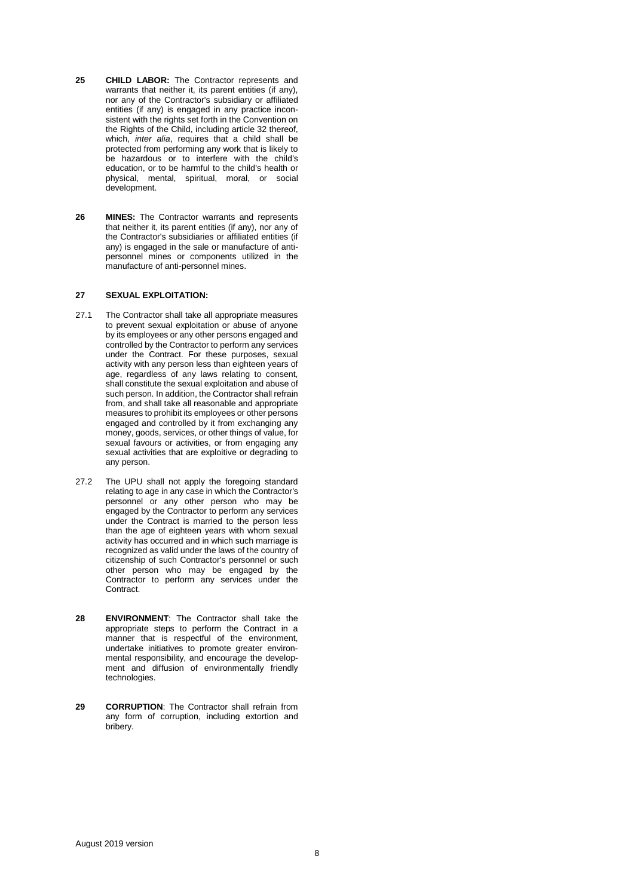**25 CHILD LABOR:** The Contractor represents and warrants that neither it, its parent entities (if any), nor any of the Contractor's subsidiary or affiliated entities (if any) is engaged in any practice inconsistent with the rights set forth in the Convention on the Rights of the Child, including article 32 thereof, which, *inter alia*, requires that a child shall be protected from performing any work that is likely to be hazardous or to interfere with the child's education, or to be harmful to the child's health or physical, mental, spiritual, moral, or social development.

**26 MINES:** The Contractor warrants and represents that neither it, its parent entities (if any), nor any of the Contractor's subsidiaries or affiliated entities (if any) is engaged in the sale or manufacture of anti-personnel mines or components utilized in the manufacture of anti-personnel mines.

**27 SEXUAL EXPLOITATION:**

27.1 The Contractor shall take all appropriate measures to prevent sexual exploitation or abuse of anyone by its employees or any other persons engaged and controlled by the Contractor to perform any services under the Contract. For these purposes, sexual activity with any person less than eighteen years of age, regardless of any laws relating to consent, shall constitute the sexual exploitation and abuse of such person. In addition, the Contractor shall refrain from, and shall take all reasonable and appropriate measures to prohibit its employees or other persons engaged and controlled by it from exchanging any money, goods, services, or other things of value, for sexual favours or activities, or from engaging any sexual activities that are exploitive or degrading to any person.

27.2 The UPU shall not apply the foregoing standard relating to age in any case in which the Contractor's personnel or any other person who may be engaged by the Contractor to perform any services under the Contract is married to the person less than the age of eighteen years with whom sexual activity has occurred and in which such marriage is recognized as valid under the laws of the country of citizenship of such Contractor's personnel or such other person who may be engaged by the Contractor to perform any services under the Contract.

**28 ENVIRONMENT**: The Contractor shall take the appropriate steps to perform the Contract in a manner that is respectful of the environment, undertake initiatives to promote greater environmental responsibility, and encourage the development and diffusion of environmentally friendly technologies.

**29 CORRUPTION**: The Contractor shall refrain from any form of corruption, including extortion and bribery.

August 2019 version